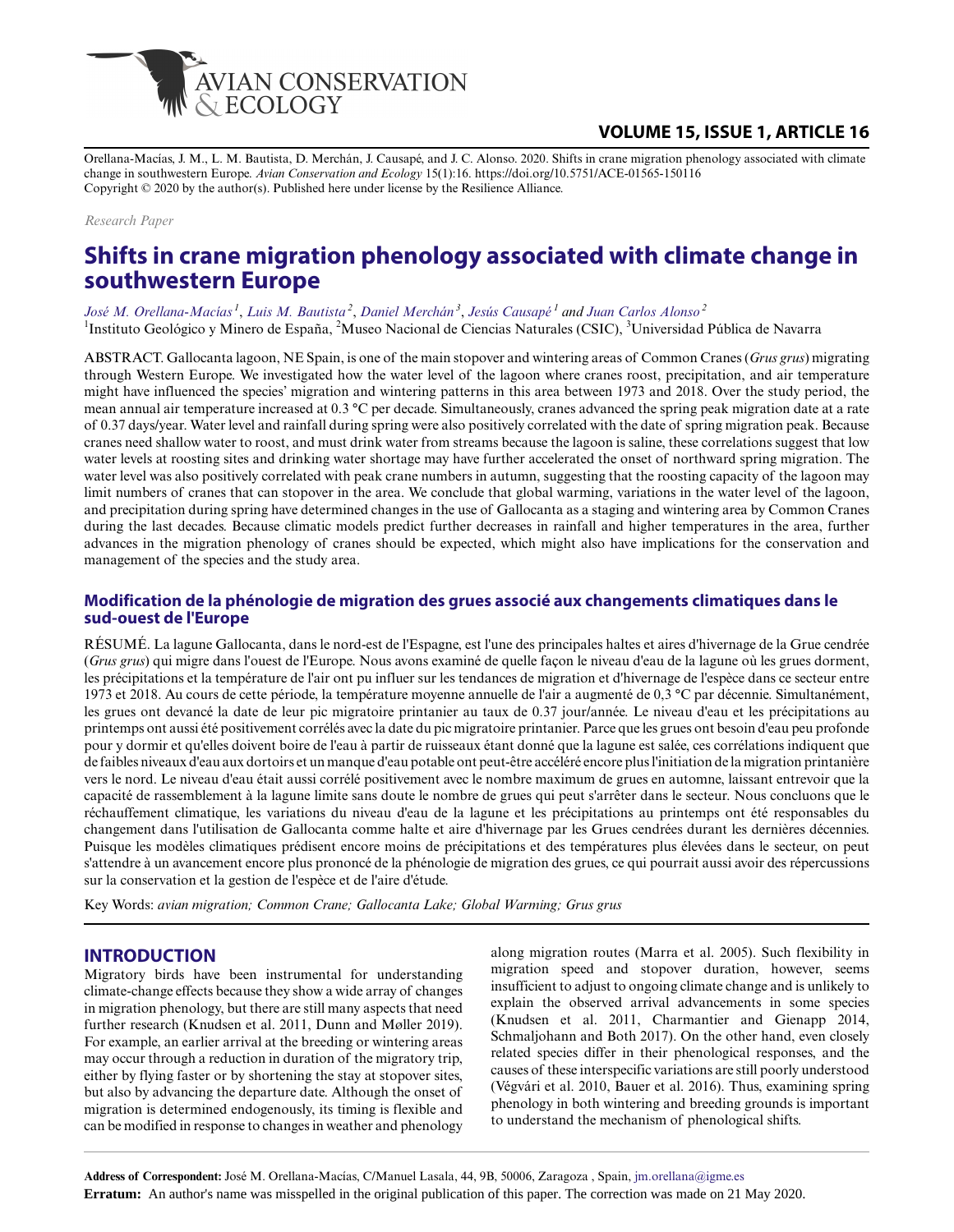Orellana-Macías, J. M., L. M. Bautista, D. Merchán, J. Causapé, and J. C. Alonso. 2020. Shifts in crane migration phenology associated with climate change in southwestern Europe. *Avian Conservation and Ecology* 15(1):16. https://doi.org/10.5751/ACE-01565-150116
Copyright © 2020 by the author(s). Published here under license by the Resilience Alliance.

*Research Paper*

# Shifts in crane migration phenology associated with climate change in southwestern Europe

*José M. Orellana-Macías*[1], *Luis M. Bautista*[2], *Daniel Merchán*[3], *Jesús Causapé*[1] and *Juan Carlos Alonso*[2]

[1]Instituto Geológico y Minero de España, [2]Museo Nacional de Ciencias Naturales (CSIC), [3]Universidad Pública de Navarra

ABSTRACT. Gallocanta lagoon, NE Spain, is one of the main stopover and wintering areas of Common Cranes (*Grus grus*) migrating through Western Europe. We investigated how the water level of the lagoon where cranes roost, precipitation, and air temperature might have influenced the species' migration and wintering patterns in this area between 1973 and 2018. Over the study period, the mean annual air temperature increased at 0.3 °C per decade. Simultaneously, cranes advanced the spring peak migration date at a rate of 0.37 days/year. Water level and rainfall during spring were also positively correlated with the date of spring migration peak. Because cranes need shallow water to roost, and must drink water from streams because the lagoon is saline, these correlations suggest that low water levels at roosting sites and drinking water shortage may have further accelerated the onset of northward spring migration. The water level was also positively correlated with peak crane numbers in autumn, suggesting that the roosting capacity of the lagoon may limit numbers of cranes that can stopover in the area. We conclude that global warming, variations in the water level of the lagoon, and precipitation during spring have determined changes in the use of Gallocanta as a staging and wintering area by Common Cranes during the last decades. Because climatic models predict further decreases in rainfall and higher temperatures in the area, further advances in the migration phenology of cranes should be expected, which might also have implications for the conservation and management of the species and the study area.

## Modification de la phénologie de migration des grues associé aux changements climatiques dans le sud-ouest de l'Europe

RÉSUMÉ. La lagune Gallocanta, dans le nord-est de l'Espagne, est l'une des principales haltes et aires d'hivernage de la Grue cendrée (*Grus grus*) qui migre dans l'ouest de l'Europe. Nous avons examiné de quelle façon le niveau d'eau de la lagune où les grues dorment, les précipitations et la température de l'air ont pu influer sur les tendances de migration et d'hivernage de l'espèce dans ce secteur entre 1973 et 2018. Au cours de cette période, la température moyenne annuelle de l'air a augmenté de 0,3 °C par décennie. Simultanément, les grues ont devancé la date de leur pic migratoire printanier au taux de 0.37 jour/année. Le niveau d'eau et les précipitations au printemps ont aussi été positivement corrélés avec la date du pic migratoire printanier. Parce que les grues ont besoin d'eau peu profonde pour y dormir et qu'elles doivent boire de l'eau à partir de ruisseaux étant donné que la lagune est salée, ces corrélations indiquent que de faibles niveaux d'eau aux dortoirs et un manque d'eau potable ont peut-être accéléré encore plus l'initiation de la migration printanière vers le nord. Le niveau d'eau était aussi corrélé positivement avec le nombre maximum de grues en automne, laissant entrevoir que la capacité de rassemblement à la lagune limite sans doute le nombre de grues qui peut s'arrêter dans le secteur. Nous concluons que le réchauffement climatique, les variations du niveau d'eau de la lagune et les précipitations au printemps ont été responsables du changement dans l'utilisation de Gallocanta comme halte et aire d'hivernage par les Grues cendrées durant les dernières décennies. Puisque les modèles climatiques prédisent encore moins de précipitations et des températures plus élevées dans le secteur, on peut s'attendre à un avancement encore plus prononcé de la phénologie de migration des grues, ce qui pourrait aussi avoir des répercussions sur la conservation et la gestion de l'espèce et de l'aire d'étude.

Key Words: *avian migration; Common Crane; Gallocanta Lake; Global Warming; Grus grus*

## INTRODUCTION

Migratory birds have been instrumental for understanding climate-change effects because they show a wide array of changes in migration phenology, but there are still many aspects that need further research (Knudsen et al. 2011, Dunn and Møller 2019). For example, an earlier arrival at the breeding or wintering areas may occur through a reduction in duration of the migratory trip, either by flying faster or by shortening the stay at stopover sites, but also by advancing the departure date. Although the onset of migration is determined endogenously, its timing is flexible and can be modified in response to changes in weather and phenology along migration routes (Marra et al. 2005). Such flexibility in migration speed and stopover duration, however, seems insufficient to adjust to ongoing climate change and is unlikely to explain the observed arrival advancements in some species (Knudsen et al. 2011, Charmantier and Gienapp 2014, Schmaljohann and Both 2017). On the other hand, even closely related species differ in their phenological responses, and the causes of these interspecific variations are still poorly understood (Végvári et al. 2010, Bauer et al. 2016). Thus, examining spring phenology in both wintering and breeding grounds is important to understand the mechanism of phenological shifts.

**Address of Correspondent:** José M. Orellana-Macías, C/Manuel Lasala, 44, 9B, 50006, Zaragoza , Spain, jm.orellana@igme.es

**Erratum:** An author's name was misspelled in the original publication of this paper. The correction was made on 21 May 2020.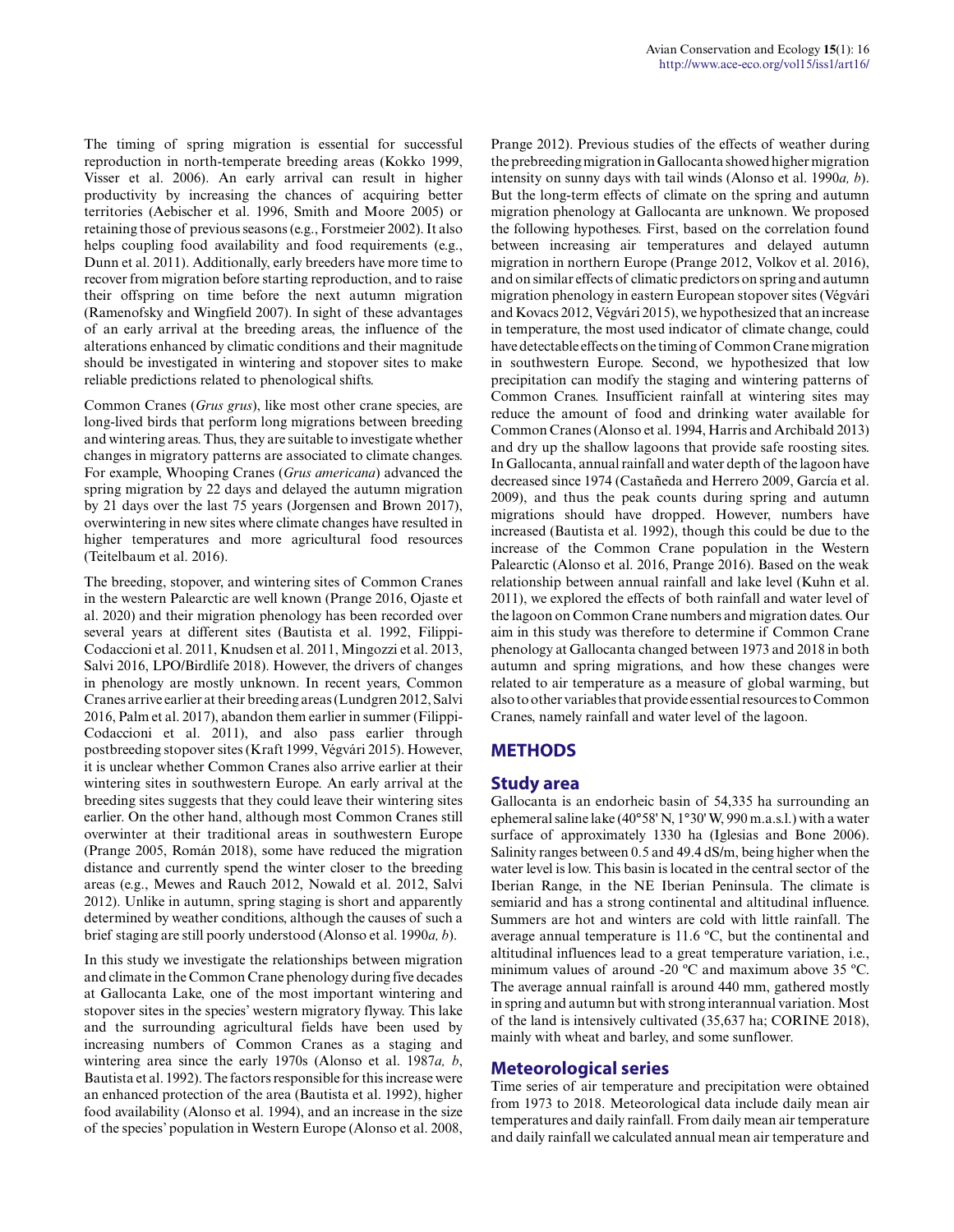The timing of spring migration is essential for successful reproduction in north-temperate breeding areas (Kokko 1999, Visser et al. 2006). An early arrival can result in higher productivity by increasing the chances of acquiring better territories (Aebischer et al. 1996, Smith and Moore 2005) or retaining those of previous seasons (e.g., Forstmeier 2002). It also helps coupling food availability and food requirements (e.g., Dunn et al. 2011). Additionally, early breeders have more time to recover from migration before starting reproduction, and to raise their offspring on time before the next autumn migration (Ramenofsky and Wingfield 2007). In sight of these advantages of an early arrival at the breeding areas, the influence of the alterations enhanced by climatic conditions and their magnitude should be investigated in wintering and stopover sites to make reliable predictions related to phenological shifts.

Common Cranes (*Grus grus*), like most other crane species, are long-lived birds that perform long migrations between breeding and wintering areas. Thus, they are suitable to investigate whether changes in migratory patterns are associated to climate changes. For example, Whooping Cranes (*Grus americana*) advanced the spring migration by 22 days and delayed the autumn migration by 21 days over the last 75 years (Jorgensen and Brown 2017), overwintering in new sites where climate changes have resulted in higher temperatures and more agricultural food resources (Teitelbaum et al. 2016).

The breeding, stopover, and wintering sites of Common Cranes in the western Palearctic are well known (Prange 2016, Ojaste et al. 2020) and their migration phenology has been recorded over several years at different sites (Bautista et al. 1992, Filippi-Codaccioni et al. 2011, Knudsen et al. 2011, Mingozzi et al. 2013, Salvi 2016, LPO/Birdlife 2018). However, the drivers of changes in phenology are mostly unknown. In recent years, Common Cranes arrive earlier at their breeding areas (Lundgren 2012, Salvi 2016, Palm et al. 2017), abandon them earlier in summer (Filippi-Codaccioni et al. 2011), and also pass earlier through postbreeding stopover sites (Kraft 1999, Végvári 2015). However, it is unclear whether Common Cranes also arrive earlier at their wintering sites in southwestern Europe. An early arrival at the breeding sites suggests that they could leave their wintering sites earlier. On the other hand, although most Common Cranes still overwinter at their traditional areas in southwestern Europe (Prange 2005, Román 2018), some have reduced the migration distance and currently spend the winter closer to the breeding areas (e.g., Mewes and Rauch 2012, Nowald et al. 2012, Salvi 2012). Unlike in autumn, spring staging is short and apparently determined by weather conditions, although the causes of such a brief staging are still poorly understood (Alonso et al. 1990*a, b*).

In this study we investigate the relationships between migration and climate in the Common Crane phenology during five decades at Gallocanta Lake, one of the most important wintering and stopover sites in the species' western migratory flyway. This lake and the surrounding agricultural fields have been used by increasing numbers of Common Cranes as a staging and wintering area since the early 1970s (Alonso et al. 1987*a, b*, Bautista et al. 1992). The factors responsible for this increase were an enhanced protection of the area (Bautista et al. 1992), higher food availability (Alonso et al. 1994), and an increase in the size of the species' population in Western Europe (Alonso et al. 2008, Prange 2012). Previous studies of the effects of weather during the prebreeding migration in Gallocanta showed higher migration intensity on sunny days with tail winds (Alonso et al. 1990*a, b*). But the long-term effects of climate on the spring and autumn migration phenology at Gallocanta are unknown. We proposed the following hypotheses. First, based on the correlation found between increasing air temperatures and delayed autumn migration in northern Europe (Prange 2012, Volkov et al. 2016), and on similar effects of climatic predictors on spring and autumn migration phenology in eastern European stopover sites (Végvári and Kovacs 2012, Végvári 2015), we hypothesized that an increase in temperature, the most used indicator of climate change, could have detectable effects on the timing of Common Crane migration in southwestern Europe. Second, we hypothesized that low precipitation can modify the staging and wintering patterns of Common Cranes. Insufficient rainfall at wintering sites may reduce the amount of food and drinking water available for Common Cranes (Alonso et al. 1994, Harris and Archibald 2013) and dry up the shallow lagoons that provide safe roosting sites. In Gallocanta, annual rainfall and water depth of the lagoon have decreased since 1974 (Castañeda and Herrero 2009, García et al. 2009), and thus the peak counts during spring and autumn migrations should have dropped. However, numbers have increased (Bautista et al. 1992), though this could be due to the increase of the Common Crane population in the Western Palearctic (Alonso et al. 2016, Prange 2016). Based on the weak relationship between annual rainfall and lake level (Kuhn et al. 2011), we explored the effects of both rainfall and water level of the lagoon on Common Crane numbers and migration dates. Our aim in this study was therefore to determine if Common Crane phenology at Gallocanta changed between 1973 and 2018 in both autumn and spring migrations, and how these changes were related to air temperature as a measure of global warming, but also to other variables that provide essential resources to Common Cranes, namely rainfall and water level of the lagoon.

## METHODS

### Study area

Gallocanta is an endorheic basin of 54,335 ha surrounding an ephemeral saline lake (40°58' N, 1°30' W, 990 m.a.s.l.) with a water surface of approximately 1330 ha (Iglesias and Bone 2006). Salinity ranges between 0.5 and 49.4 dS/m, being higher when the water level is low. This basin is located in the central sector of the Iberian Range, in the NE Iberian Peninsula. The climate is semiarid and has a strong continental and altitudinal influence. Summers are hot and winters are cold with little rainfall. The average annual temperature is 11.6 ºC, but the continental and altitudinal influences lead to a great temperature variation, i.e., minimum values of around -20 ºC and maximum above 35 ºC. The average annual rainfall is around 440 mm, gathered mostly in spring and autumn but with strong interannual variation. Most of the land is intensively cultivated (35,637 ha; CORINE 2018), mainly with wheat and barley, and some sunflower.

### Meteorological series

Time series of air temperature and precipitation were obtained from 1973 to 2018. Meteorological data include daily mean air temperatures and daily rainfall. From daily mean air temperature and daily rainfall we calculated annual mean air temperature and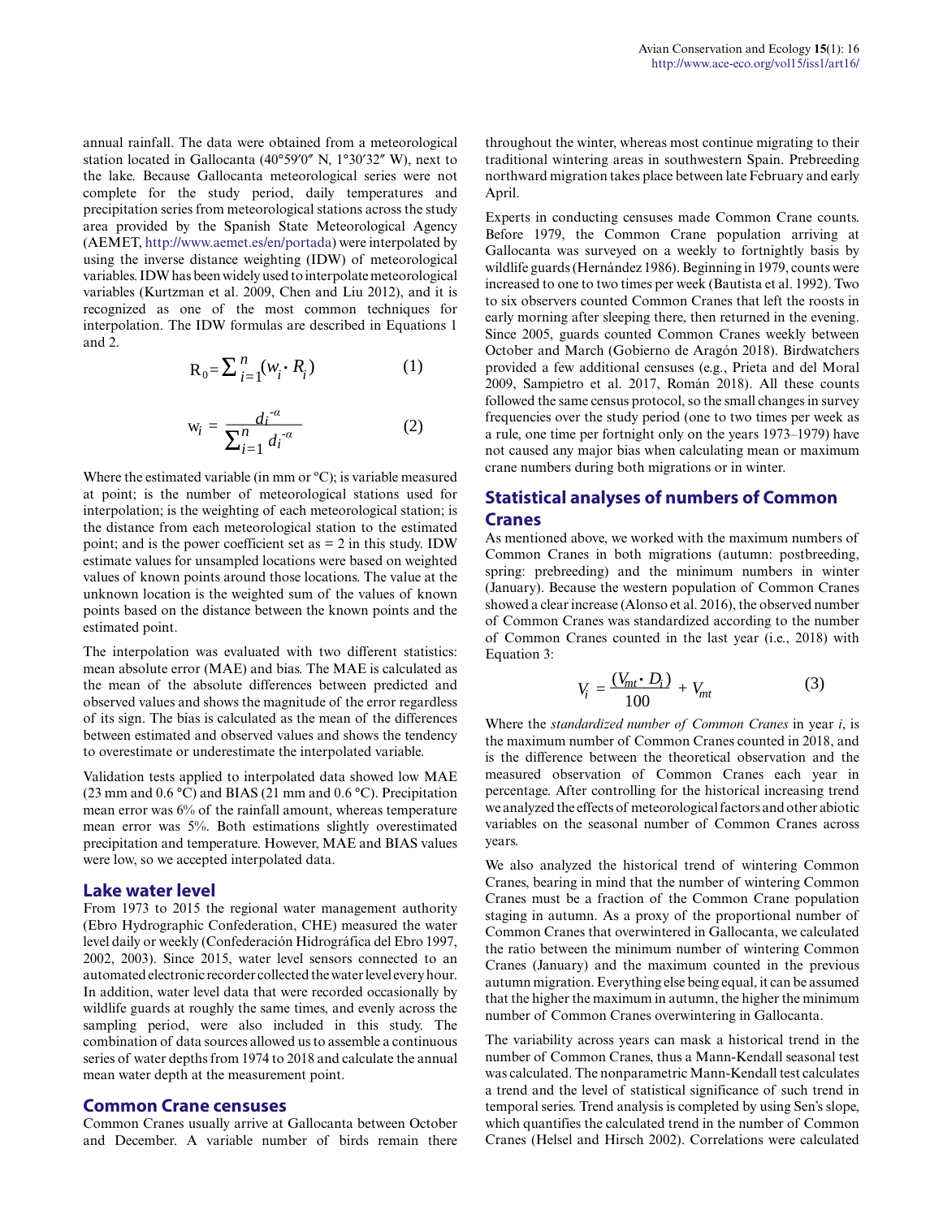annual rainfall. The data were obtained from a meteorological station located in Gallocanta (40°59′0″ N, 1°30′32″ W), next to the lake. Because Gallocanta meteorological series were not complete for the study period, daily temperatures and precipitation series from meteorological stations across the study area provided by the Spanish State Meteorological Agency (AEMET, http://www.aemet.es/en/portada) were interpolated by using the inverse distance weighting (IDW) of meteorological variables. IDW has been widely used to interpolate meteorological variables (Kurtzman et al. 2009, Chen and Liu 2012), and it is recognized as one of the most common techniques for interpolation. The IDW formulas are described in Equations 1 and 2.

$$R_0 = \sum_{i=1}^{n} (w_i \cdot R_i) \qquad (1)$$

$$w_i = \frac{d_i^{-\alpha}}{\sum_{i=1}^{n} d_i^{-\alpha}} \qquad (2)$$

Where the estimated variable (in mm or °C); is variable measured at point; is the number of meteorological stations used for interpolation; is the weighting of each meteorological station; is the distance from each meteorological station to the estimated point; and is the power coefficient set as = 2 in this study. IDW estimate values for unsampled locations were based on weighted values of known points around those locations. The value at the unknown location is the weighted sum of the values of known points based on the distance between the known points and the estimated point.

The interpolation was evaluated with two different statistics: mean absolute error (MAE) and bias. The MAE is calculated as the mean of the absolute differences between predicted and observed values and shows the magnitude of the error regardless of its sign. The bias is calculated as the mean of the differences between estimated and observed values and shows the tendency to overestimate or underestimate the interpolated variable.

Validation tests applied to interpolated data showed low MAE (23 mm and 0.6 °C) and BIAS (21 mm and 0.6 °C). Precipitation mean error was 6% of the rainfall amount, whereas temperature mean error was 5%. Both estimations slightly overestimated precipitation and temperature. However, MAE and BIAS values were low, so we accepted interpolated data.

## Lake water level

From 1973 to 2015 the regional water management authority (Ebro Hydrographic Confederation, CHE) measured the water level daily or weekly (Confederación Hidrográfica del Ebro 1997, 2002, 2003). Since 2015, water level sensors connected to an automated electronic recorder collected the water level every hour. In addition, water level data that were recorded occasionally by wildlife guards at roughly the same times, and evenly across the sampling period, were also included in this study. The combination of data sources allowed us to assemble a continuous series of water depths from 1974 to 2018 and calculate the annual mean water depth at the measurement point.

## Common Crane censuses

Common Cranes usually arrive at Gallocanta between October and December. A variable number of birds remain there throughout the winter, whereas most continue migrating to their traditional wintering areas in southwestern Spain. Prebreeding northward migration takes place between late February and early April.

Experts in conducting censuses made Common Crane counts. Before 1979, the Common Crane population arriving at Gallocanta was surveyed on a weekly to fortnightly basis by wildlife guards (Hernández 1986). Beginning in 1979, counts were increased to one to two times per week (Bautista et al. 1992). Two to six observers counted Common Cranes that left the roosts in early morning after sleeping there, then returned in the evening. Since 2005, guards counted Common Cranes weekly between October and March (Gobierno de Aragón 2018). Birdwatchers provided a few additional censuses (e.g., Prieta and del Moral 2009, Sampietro et al. 2017, Román 2018). All these counts followed the same census protocol, so the small changes in survey frequencies over the study period (one to two times per week as a rule, one time per fortnight only on the years 1973–1979) have not caused any major bias when calculating mean or maximum crane numbers during both migrations or in winter.

## Statistical analyses of numbers of Common Cranes

As mentioned above, we worked with the maximum numbers of Common Cranes in both migrations (autumn: postbreeding, spring: prebreeding) and the minimum numbers in winter (January). Because the western population of Common Cranes showed a clear increase (Alonso et al. 2016), the observed number of Common Cranes was standardized according to the number of Common Cranes counted in the last year (i.e., 2018) with Equation 3:

$$V_i = \frac{(V_{mt} \cdot D_i)}{100} + V_{mt} \qquad (3)$$

Where the *standardized number of Common Cranes* in year *i*, is the maximum number of Common Cranes counted in 2018, and is the difference between the theoretical observation and the measured observation of Common Cranes each year in percentage. After controlling for the historical increasing trend we analyzed the effects of meteorological factors and other abiotic variables on the seasonal number of Common Cranes across years.

We also analyzed the historical trend of wintering Common Cranes, bearing in mind that the number of wintering Common Cranes must be a fraction of the Common Crane population staging in autumn. As a proxy of the proportional number of Common Cranes that overwintered in Gallocanta, we calculated the ratio between the minimum number of wintering Common Cranes (January) and the maximum counted in the previous autumn migration. Everything else being equal, it can be assumed that the higher the maximum in autumn, the higher the minimum number of Common Cranes overwintering in Gallocanta.

The variability across years can mask a historical trend in the number of Common Cranes, thus a Mann-Kendall seasonal test was calculated. The nonparametric Mann-Kendall test calculates a trend and the level of statistical significance of such trend in temporal series. Trend analysis is completed by using Sen's slope, which quantifies the calculated trend in the number of Common Cranes (Helsel and Hirsch 2002). Correlations were calculated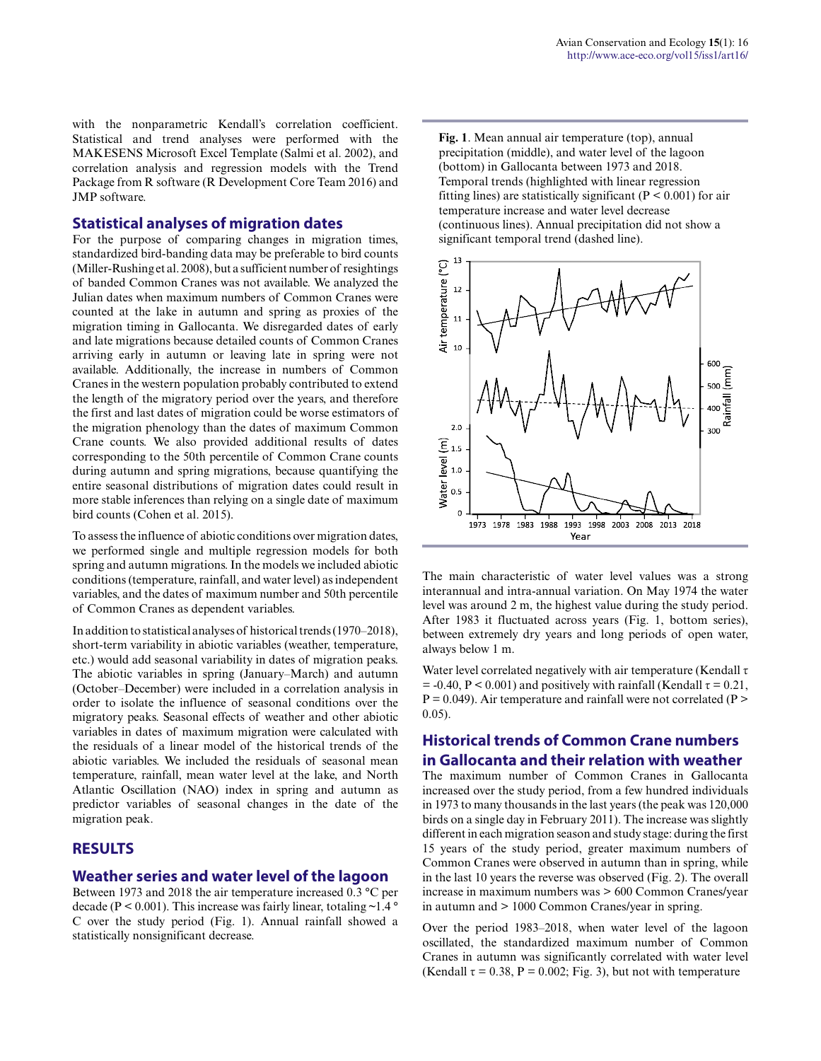with the nonparametric Kendall's correlation coefficient. Statistical and trend analyses were performed with the MAKESENS Microsoft Excel Template (Salmi et al. 2002), and correlation analysis and regression models with the Trend Package from R software (R Development Core Team 2016) and JMP software.

### Statistical analyses of migration dates

For the purpose of comparing changes in migration times, standardized bird-banding data may be preferable to bird counts (Miller-Rushing et al. 2008), but a sufficient number of resightings of banded Common Cranes was not available. We analyzed the Julian dates when maximum numbers of Common Cranes were counted at the lake in autumn and spring as proxies of the migration timing in Gallocanta. We disregarded dates of early and late migrations because detailed counts of Common Cranes arriving early in autumn or leaving late in spring were not available. Additionally, the increase in numbers of Common Cranes in the western population probably contributed to extend the length of the migratory period over the years, and therefore the first and last dates of migration could be worse estimators of the migration phenology than the dates of maximum Common Crane counts. We also provided additional results of dates corresponding to the 50th percentile of Common Crane counts during autumn and spring migrations, because quantifying the entire seasonal distributions of migration dates could result in more stable inferences than relying on a single date of maximum bird counts (Cohen et al. 2015).

To assess the influence of abiotic conditions over migration dates, we performed single and multiple regression models for both spring and autumn migrations. In the models we included abiotic conditions (temperature, rainfall, and water level) as independent variables, and the dates of maximum number and 50th percentile of Common Cranes as dependent variables.

In addition to statistical analyses of historical trends (1970–2018), short-term variability in abiotic variables (weather, temperature, etc.) would add seasonal variability in dates of migration peaks. The abiotic variables in spring (January–March) and autumn (October–December) were included in a correlation analysis in order to isolate the influence of seasonal conditions over the migratory peaks. Seasonal effects of weather and other abiotic variables in dates of maximum migration were calculated with the residuals of a linear model of the historical trends of the abiotic variables. We included the residuals of seasonal mean temperature, rainfall, mean water level at the lake, and North Atlantic Oscillation (NAO) index in spring and autumn as predictor variables of seasonal changes in the date of the migration peak.

## RESULTS

### Weather series and water level of the lagoon

Between 1973 and 2018 the air temperature increased 0.3 °C per decade ($P < 0.001$). This increase was fairly linear, totaling ~1.4 °C over the study period (Fig. 1). Annual rainfall showed a statistically nonsignificant decrease.

**Fig. 1**. Mean annual air temperature (top), annual precipitation (middle), and water level of the lagoon (bottom) in Gallocanta between 1973 and 2018. Temporal trends (highlighted with linear regression fitting lines) are statistically significant ($P < 0.001$) for air temperature increase and water level decrease (continuous lines). Annual precipitation did not show a significant temporal trend (dashed line).

The main characteristic of water level values was a strong interannual and intra-annual variation. On May 1974 the water level was around 2 m, the highest value during the study period. After 1983 it fluctuated across years (Fig. 1, bottom series), between extremely dry years and long periods of open water, always below 1 m.

Water level correlated negatively with air temperature (Kendall $\tau = -0.40$, $P < 0.001$) and positively with rainfall (Kendall $\tau = 0.21$, $P = 0.049$). Air temperature and rainfall were not correlated ($P > 0.05$).

### Historical trends of Common Crane numbers in Gallocanta and their relation with weather

The maximum number of Common Cranes in Gallocanta increased over the study period, from a few hundred individuals in 1973 to many thousands in the last years (the peak was 120,000 birds on a single day in February 2011). The increase was slightly different in each migration season and study stage: during the first 15 years of the study period, greater maximum numbers of Common Cranes were observed in autumn than in spring, while in the last 10 years the reverse was observed (Fig. 2). The overall increase in maximum numbers was > 600 Common Cranes/year in autumn and > 1000 Common Cranes/year in spring.

Over the period 1983–2018, when water level of the lagoon oscillated, the standardized maximum number of Common Cranes in autumn was significantly correlated with water level (Kendall $\tau = 0.38$, $P = 0.002$; Fig. 3), but not with temperature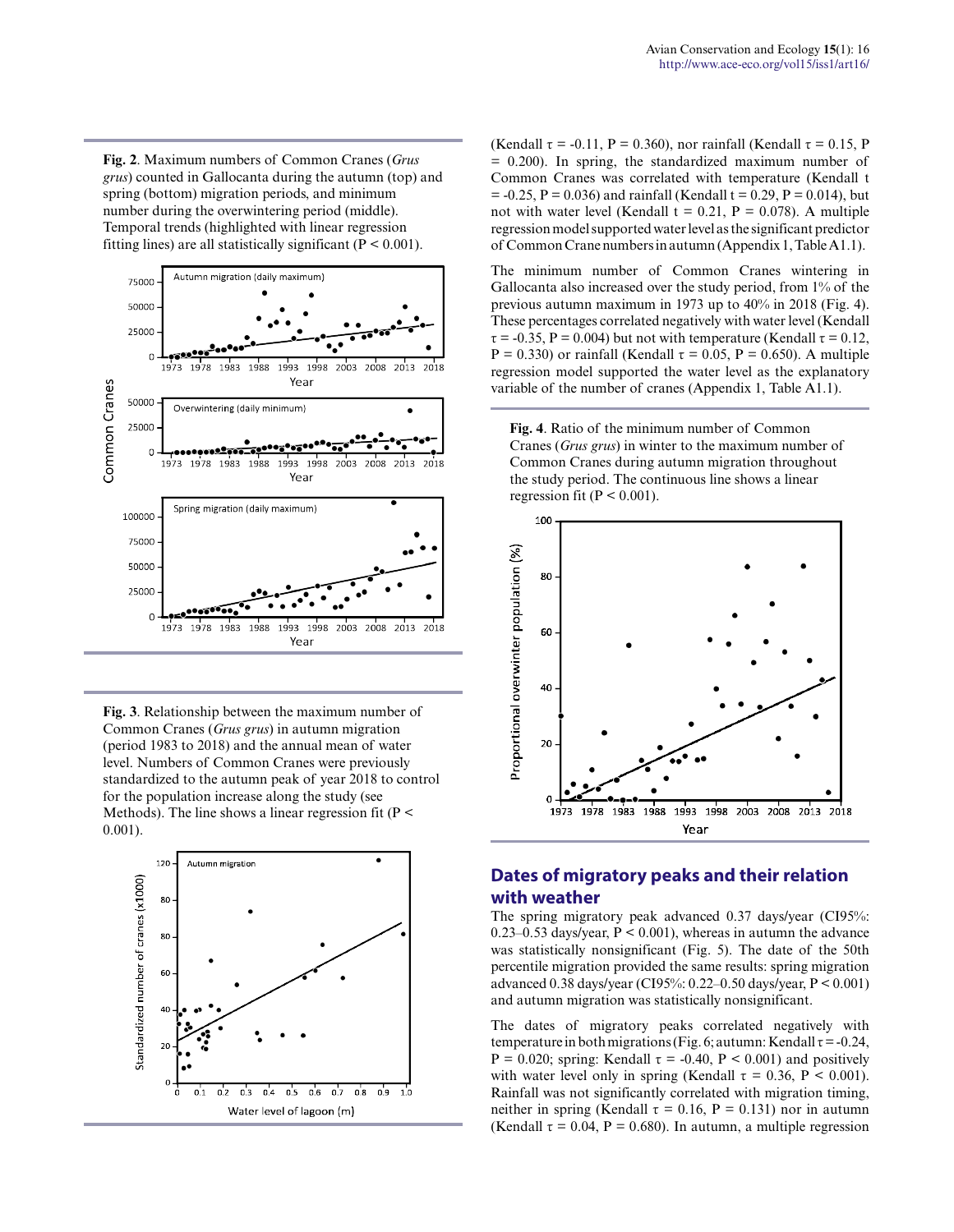**Fig. 2**. Maximum numbers of Common Cranes (*Grus grus*) counted in Gallocanta during the autumn (top) and spring (bottom) migration periods, and minimum number during the overwintering period (middle). Temporal trends (highlighted with linear regression fitting lines) are all statistically significant (P < 0.001).

**Fig. 3**. Relationship between the maximum number of Common Cranes (*Grus grus*) in autumn migration (period 1983 to 2018) and the annual mean of water level. Numbers of Common Cranes were previously standardized to the autumn peak of year 2018 to control for the population increase along the study (see Methods). The line shows a linear regression fit (P < 0.001).

(Kendall τ = -0.11, P = 0.360), nor rainfall (Kendall τ = 0.15, P = 0.200). In spring, the standardized maximum number of Common Cranes was correlated with temperature (Kendall t = -0.25, P = 0.036) and rainfall (Kendall t = 0.29, P = 0.014), but not with water level (Kendall t = 0.21, P = 0.078). A multiple regression model supported water level as the significant predictor of Common Crane numbers in autumn (Appendix 1, Table A1.1).

The minimum number of Common Cranes wintering in Gallocanta also increased over the study period, from 1% of the previous autumn maximum in 1973 up to 40% in 2018 (Fig. 4). These percentages correlated negatively with water level (Kendall τ = -0.35, P = 0.004) but not with temperature (Kendall τ = 0.12, P = 0.330) or rainfall (Kendall τ = 0.05, P = 0.650). A multiple regression model supported the water level as the explanatory variable of the number of cranes (Appendix 1, Table A1.1).

**Fig. 4**. Ratio of the minimum number of Common Cranes (*Grus grus*) in winter to the maximum number of Common Cranes during autumn migration throughout the study period. The continuous line shows a linear regression fit (P < 0.001).

## Dates of migratory peaks and their relation with weather

The spring migratory peak advanced 0.37 days/year (CI95%: 0.23–0.53 days/year, P < 0.001), whereas in autumn the advance was statistically nonsignificant (Fig. 5). The date of the 50th percentile migration provided the same results: spring migration advanced 0.38 days/year (CI95%: 0.22–0.50 days/year, P < 0.001) and autumn migration was statistically nonsignificant.

The dates of migratory peaks correlated negatively with temperature in both migrations (Fig. 6; autumn: Kendall τ = -0.24, P = 0.020; spring: Kendall τ = -0.40, P < 0.001) and positively with water level only in spring (Kendall τ = 0.36, P < 0.001). Rainfall was not significantly correlated with migration timing, neither in spring (Kendall τ = 0.16, P = 0.131) nor in autumn (Kendall τ = 0.04, P = 0.680). In autumn, a multiple regression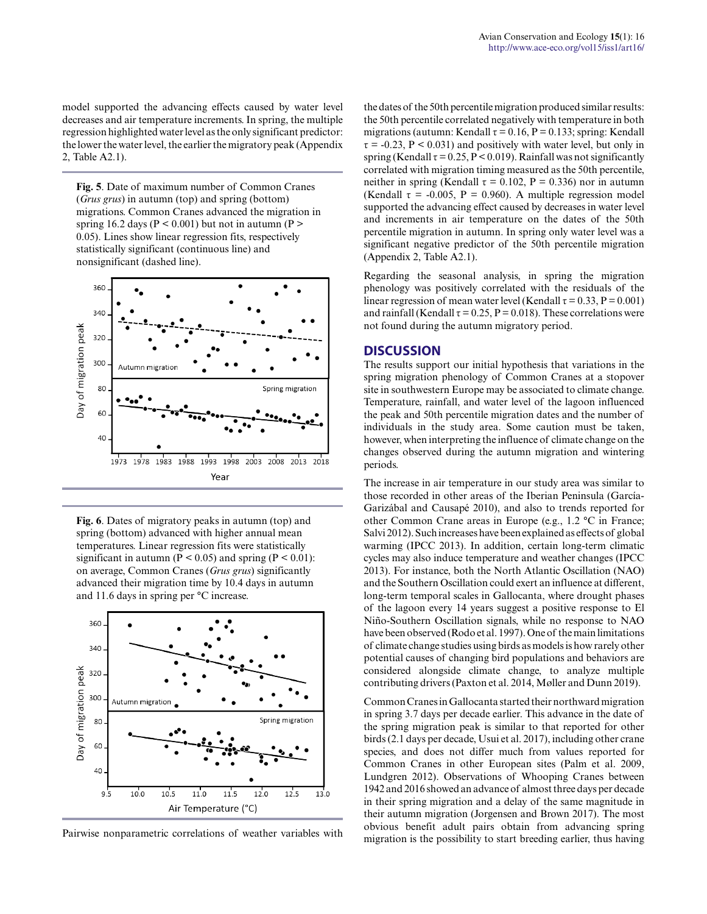model supported the advancing effects caused by water level decreases and air temperature increments. In spring, the multiple regression highlighted water level as the only significant predictor: the lower the water level, the earlier the migratory peak (Appendix 2, Table A2.1).

**Fig. 5**. Date of maximum number of Common Cranes (*Grus grus*) in autumn (top) and spring (bottom) migrations. Common Cranes advanced the migration in spring 16.2 days ($P < 0.001$) but not in autumn ($P > 0.05$). Lines show linear regression fits, respectively statistically significant (continuous line) and nonsignificant (dashed line).

**Fig. 6**. Dates of migratory peaks in autumn (top) and spring (bottom) advanced with higher annual mean temperatures. Linear regression fits were statistically significant in autumn ($P < 0.05$) and spring ($P < 0.01$): on average, Common Cranes (*Grus grus*) significantly advanced their migration time by 10.4 days in autumn and 11.6 days in spring per °C increase.

Pairwise nonparametric correlations of weather variables with the dates of the 50th percentile migration produced similar results: the 50th percentile correlated negatively with temperature in both migrations (autumn: Kendall $\tau = 0.16$, $P = 0.133$; spring: Kendall $\tau = -0.23$, $P < 0.031$) and positively with water level, but only in spring (Kendall $\tau = 0.25$, $P < 0.019$). Rainfall was not significantly correlated with migration timing measured as the 50th percentile, neither in spring (Kendall $\tau = 0.102$, $P = 0.336$) nor in autumn (Kendall $\tau = -0.005$, $P = 0.960$). A multiple regression model supported the advancing effect caused by decreases in water level and increments in air temperature on the dates of the 50th percentile migration in autumn. In spring only water level was a significant negative predictor of the 50th percentile migration (Appendix 2, Table A2.1).

Regarding the seasonal analysis, in spring the migration phenology was positively correlated with the residuals of the linear regression of mean water level (Kendall $\tau = 0.33$, $P = 0.001$) and rainfall (Kendall $\tau = 0.25$, $P = 0.018$). These correlations were not found during the autumn migratory period.

## DISCUSSION

The results support our initial hypothesis that variations in the spring migration phenology of Common Cranes at a stopover site in southwestern Europe may be associated to climate change. Temperature, rainfall, and water level of the lagoon influenced the peak and 50th percentile migration dates and the number of individuals in the study area. Some caution must be taken, however, when interpreting the influence of climate change on the changes observed during the autumn migration and wintering periods.

The increase in air temperature in our study area was similar to those recorded in other areas of the Iberian Peninsula (García-Garizábal and Causapé 2010), and also to trends reported for other Common Crane areas in Europe (e.g., 1.2 °C in France; Salvi 2012). Such increases have been explained as effects of global warming (IPCC 2013). In addition, certain long-term climatic cycles may also induce temperature and weather changes (IPCC 2013). For instance, both the North Atlantic Oscillation (NAO) and the Southern Oscillation could exert an influence at different, long-term temporal scales in Gallocanta, where drought phases of the lagoon every 14 years suggest a positive response to El Niño-Southern Oscillation signals, while no response to NAO have been observed (Rodo et al. 1997). One of the main limitations of climate change studies using birds as models is how rarely other potential causes of changing bird populations and behaviors are considered alongside climate change, to analyze multiple contributing drivers (Paxton et al. 2014, Møller and Dunn 2019).

Common Cranes in Gallocanta started their northward migration in spring 3.7 days per decade earlier. This advance in the date of the spring migration peak is similar to that reported for other birds (2.1 days per decade, Usui et al. 2017), including other crane species, and does not differ much from values reported for Common Cranes in other European sites (Palm et al. 2009, Lundgren 2012). Observations of Whooping Cranes between 1942 and 2016 showed an advance of almost three days per decade in their spring migration and a delay of the same magnitude in their autumn migration (Jorgensen and Brown 2017). The most obvious benefit adult pairs obtain from advancing spring migration is the possibility to start breeding earlier, thus having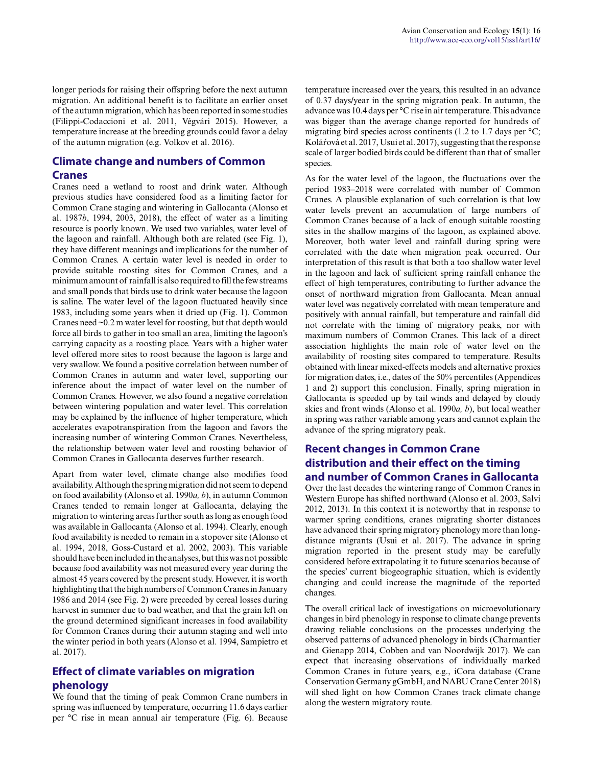longer periods for raising their offspring before the next autumn migration. An additional benefit is to facilitate an earlier onset of the autumn migration, which has been reported in some studies (Filippi-Codaccioni et al. 2011, Végvári 2015). However, a temperature increase at the breeding grounds could favor a delay of the autumn migration (e.g. Volkov et al. 2016).

## Climate change and numbers of Common Cranes

Cranes need a wetland to roost and drink water. Although previous studies have considered food as a limiting factor for Common Crane staging and wintering in Gallocanta (Alonso et al. 1987*b*, 1994, 2003, 2018), the effect of water as a limiting resource is poorly known. We used two variables, water level of the lagoon and rainfall. Although both are related (see Fig. 1), they have different meanings and implications for the number of Common Cranes. A certain water level is needed in order to provide suitable roosting sites for Common Cranes, and a minimum amount of rainfall is also required to fill the few streams and small ponds that birds use to drink water because the lagoon is saline. The water level of the lagoon fluctuated heavily since 1983, including some years when it dried up (Fig. 1). Common Cranes need ~0.2 m water level for roosting, but that depth would force all birds to gather in too small an area, limiting the lagoon's carrying capacity as a roosting place. Years with a higher water level offered more sites to roost because the lagoon is large and very swallow. We found a positive correlation between number of Common Cranes in autumn and water level, supporting our inference about the impact of water level on the number of Common Cranes. However, we also found a negative correlation between wintering population and water level. This correlation may be explained by the influence of higher temperature, which accelerates evapotranspiration from the lagoon and favors the increasing number of wintering Common Cranes. Nevertheless, the relationship between water level and roosting behavior of Common Cranes in Gallocanta deserves further research.

Apart from water level, climate change also modifies food availability. Although the spring migration did not seem to depend on food availability (Alonso et al. 1990*a, b*), in autumn Common Cranes tended to remain longer at Gallocanta, delaying the migration to wintering areas further south as long as enough food was available in Gallocanta (Alonso et al. 1994). Clearly, enough food availability is needed to remain in a stopover site (Alonso et al. 1994, 2018, Goss-Custard et al. 2002, 2003). This variable should have been included in the analyses, but this was not possible because food availability was not measured every year during the almost 45 years covered by the present study. However, it is worth highlighting that the high numbers of Common Cranes in January 1986 and 2014 (see Fig. 2) were preceded by cereal losses during harvest in summer due to bad weather, and that the grain left on the ground determined significant increases in food availability for Common Cranes during their autumn staging and well into the winter period in both years (Alonso et al. 1994, Sampietro et al. 2017).

## Effect of climate variables on migration phenology

We found that the timing of peak Common Crane numbers in spring was influenced by temperature, occurring 11.6 days earlier per °C rise in mean annual air temperature (Fig. 6). Because temperature increased over the years, this resulted in an advance of 0.37 days/year in the spring migration peak. In autumn, the advance was 10.4 days per °C rise in air temperature. This advance was bigger than the average change reported for hundreds of migrating bird species across continents (1.2 to 1.7 days per °C; Kolářová et al. 2017, Usui et al. 2017), suggesting that the response scale of larger bodied birds could be different than that of smaller species.

As for the water level of the lagoon, the fluctuations over the period 1983–2018 were correlated with number of Common Cranes. A plausible explanation of such correlation is that low water levels prevent an accumulation of large numbers of Common Cranes because of a lack of enough suitable roosting sites in the shallow margins of the lagoon, as explained above. Moreover, both water level and rainfall during spring were correlated with the date when migration peak occurred. Our interpretation of this result is that both a too shallow water level in the lagoon and lack of sufficient spring rainfall enhance the effect of high temperatures, contributing to further advance the onset of northward migration from Gallocanta. Mean annual water level was negatively correlated with mean temperature and positively with annual rainfall, but temperature and rainfall did not correlate with the timing of migratory peaks, nor with maximum numbers of Common Cranes. This lack of a direct association highlights the main role of water level on the availability of roosting sites compared to temperature. Results obtained with linear mixed-effects models and alternative proxies for migration dates, i.e., dates of the 50% percentiles (Appendices 1 and 2) support this conclusion. Finally, spring migration in Gallocanta is speeded up by tail winds and delayed by cloudy skies and front winds (Alonso et al. 1990*a, b*), but local weather in spring was rather variable among years and cannot explain the advance of the spring migratory peak.

## Recent changes in Common Crane distribution and their effect on the timing and number of Common Cranes in Gallocanta

Over the last decades the wintering range of Common Cranes in Western Europe has shifted northward (Alonso et al. 2003, Salvi 2012, 2013). In this context it is noteworthy that in response to warmer spring conditions, cranes migrating shorter distances have advanced their spring migratory phenology more than long-distance migrants (Usui et al. 2017). The advance in spring migration reported in the present study may be carefully considered before extrapolating it to future scenarios because of the species' current biogeographic situation, which is evidently changing and could increase the magnitude of the reported changes.

The overall critical lack of investigations on microevolutionary changes in bird phenology in response to climate change prevents drawing reliable conclusions on the processes underlying the observed patterns of advanced phenology in birds (Charmantier and Gienapp 2014, Cobben and van Noordwijk 2017). We can expect that increasing observations of individually marked Common Cranes in future years, e.g., iCora database (Crane Conservation Germany gGmbH, and NABU Crane Center 2018) will shed light on how Common Cranes track climate change along the western migratory route.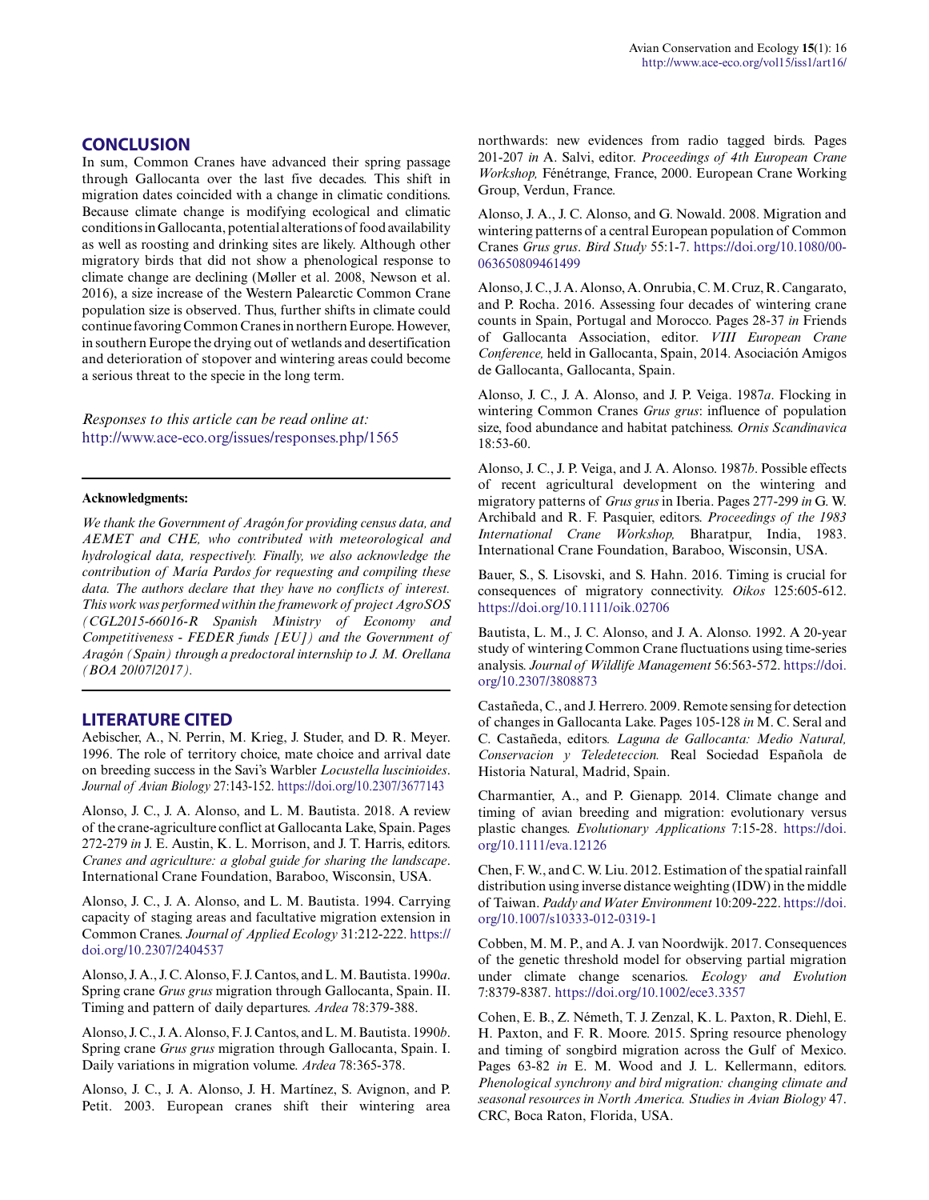## CONCLUSION

In sum, Common Cranes have advanced their spring passage through Gallocanta over the last five decades. This shift in migration dates coincided with a change in climatic conditions. Because climate change is modifying ecological and climatic conditions in Gallocanta, potential alterations of food availability as well as roosting and drinking sites are likely. Although other migratory birds that did not show a phenological response to climate change are declining (Møller et al. 2008, Newson et al. 2016), a size increase of the Western Palearctic Common Crane population size is observed. Thus, further shifts in climate could continue favoring Common Cranes in northern Europe. However, in southern Europe the drying out of wetlands and desertification and deterioration of stopover and wintering areas could become a serious threat to the specie in the long term.

*Responses to this article can be read online at:*
http://www.ace-eco.org/issues/responses.php/1565

---

**Acknowledgments:**

*We thank the Government of Aragón for providing census data, and AEMET and CHE, who contributed with meteorological and hydrological data, respectively. Finally, we also acknowledge the contribution of María Pardos for requesting and compiling these data. The authors declare that they have no conflicts of interest. This work was performed within the framework of project AgroSOS (CGL2015-66016-R Spanish Ministry of Economy and Competitiveness - FEDER funds [EU]) and the Government of Aragón (Spain) through a predoctoral internship to J. M. Orellana (BOA 20/07/2017).*

---

## LITERATURE CITED

Aebischer, A., N. Perrin, M. Krieg, J. Studer, and D. R. Meyer. 1996. The role of territory choice, mate choice and arrival date on breeding success in the Savi's Warbler *Locustella luscinioides*. *Journal of Avian Biology* 27:143-152. https://doi.org/10.2307/3677143

Alonso, J. C., J. A. Alonso, and L. M. Bautista. 2018. A review of the crane-agriculture conflict at Gallocanta Lake, Spain. Pages 272-279 *in* J. E. Austin, K. L. Morrison, and J. T. Harris, editors. *Cranes and agriculture: a global guide for sharing the landscape*. International Crane Foundation, Baraboo, Wisconsin, USA.

Alonso, J. C., J. A. Alonso, and L. M. Bautista. 1994. Carrying capacity of staging areas and facultative migration extension in Common Cranes. *Journal of Applied Ecology* 31:212-222. https://doi.org/10.2307/2404537

Alonso, J. A., J. C. Alonso, F. J. Cantos, and L. M. Bautista. 1990*a*. Spring crane *Grus grus* migration through Gallocanta, Spain. II. Timing and pattern of daily departures. *Ardea* 78:379-388.

Alonso, J. C., J. A. Alonso, F. J. Cantos, and L. M. Bautista. 1990*b*. Spring crane *Grus grus* migration through Gallocanta, Spain. I. Daily variations in migration volume. *Ardea* 78:365-378.

Alonso, J. C., J. A. Alonso, J. H. Martínez, S. Avignon, and P. Petit. 2003. European cranes shift their wintering area northwards: new evidences from radio tagged birds. Pages 201-207 *in* A. Salvi, editor. *Proceedings of 4th European Crane Workshop,* Fénétrange, France, 2000. European Crane Working Group, Verdun, France.

Alonso, J. A., J. C. Alonso, and G. Nowald. 2008. Migration and wintering patterns of a central European population of Common Cranes *Grus grus*. *Bird Study* 55:1-7. https://doi.org/10.1080/00063650809461499

Alonso, J. C., J. A. Alonso, A. Onrubia, C. M. Cruz, R. Cangarato, and P. Rocha. 2016. Assessing four decades of wintering crane counts in Spain, Portugal and Morocco. Pages 28-37 *in* Friends of Gallocanta Association, editor. *VIII European Crane Conference,* held in Gallocanta, Spain, 2014. Asociación Amigos de Gallocanta, Gallocanta, Spain.

Alonso, J. C., J. A. Alonso, and J. P. Veiga. 1987*a*. Flocking in wintering Common Cranes *Grus grus*: influence of population size, food abundance and habitat patchiness. *Ornis Scandinavica* 18:53-60.

Alonso, J. C., J. P. Veiga, and J. A. Alonso. 1987*b*. Possible effects of recent agricultural development on the wintering and migratory patterns of *Grus grus* in Iberia. Pages 277-299 *in* G. W. Archibald and R. F. Pasquier, editors. *Proceedings of the 1983 International Crane Workshop,* Bharatpur, India, 1983. International Crane Foundation, Baraboo, Wisconsin, USA.

Bauer, S., S. Lisovski, and S. Hahn. 2016. Timing is crucial for consequences of migratory connectivity. *Oikos* 125:605-612. https://doi.org/10.1111/oik.02706

Bautista, L. M., J. C. Alonso, and J. A. Alonso. 1992. A 20-year study of wintering Common Crane fluctuations using time-series analysis. *Journal of Wildlife Management* 56:563-572. https://doi.org/10.2307/3808873

Castañeda, C., and J. Herrero. 2009. Remote sensing for detection of changes in Gallocanta Lake. Pages 105-128 *in* M. C. Seral and C. Castañeda, editors. *Laguna de Gallocanta: Medio Natural, Conservacion y Teledeteccion.* Real Sociedad Española de Historia Natural, Madrid, Spain.

Charmantier, A., and P. Gienapp. 2014. Climate change and timing of avian breeding and migration: evolutionary versus plastic changes. *Evolutionary Applications* 7:15-28. https://doi.org/10.1111/eva.12126

Chen, F. W., and C. W. Liu. 2012. Estimation of the spatial rainfall distribution using inverse distance weighting (IDW) in the middle of Taiwan. *Paddy and Water Environment* 10:209-222. https://doi.org/10.1007/s10333-012-0319-1

Cobben, M. M. P., and A. J. van Noordwijk. 2017. Consequences of the genetic threshold model for observing partial migration under climate change scenarios. *Ecology and Evolution* 7:8379-8387. https://doi.org/10.1002/ece3.3357

Cohen, E. B., Z. Németh, T. J. Zenzal, K. L. Paxton, R. Diehl, E. H. Paxton, and F. R. Moore. 2015. Spring resource phenology and timing of songbird migration across the Gulf of Mexico. Pages 63-82 *in* E. M. Wood and J. L. Kellermann, editors. *Phenological synchrony and bird migration: changing climate and seasonal resources in North America. Studies in Avian Biology* 47. CRC, Boca Raton, Florida, USA.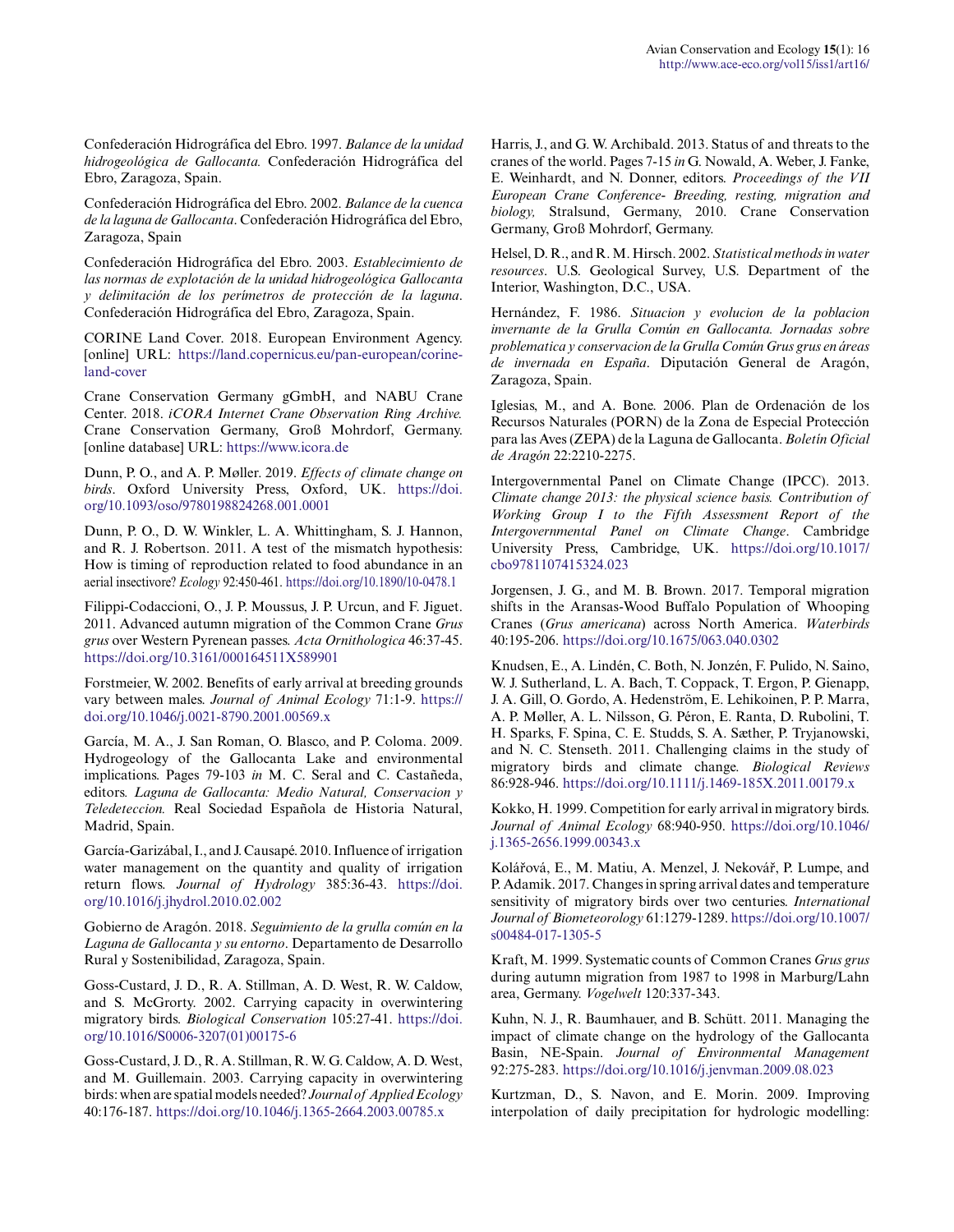Confederación Hidrográfica del Ebro. 1997. *Balance de la unidad hidrogeológica de Gallocanta.* Confederación Hidrográfica del Ebro, Zaragoza, Spain.

Confederación Hidrográfica del Ebro. 2002. *Balance de la cuenca de la laguna de Gallocanta*. Confederación Hidrográfica del Ebro, Zaragoza, Spain

Confederación Hidrográfica del Ebro. 2003. *Establecimiento de las normas de explotación de la unidad hidrogeológica Gallocanta y delimitación de los perímetros de protección de la laguna*. Confederación Hidrográfica del Ebro, Zaragoza, Spain.

CORINE Land Cover. 2018. European Environment Agency. [online] URL: https://land.copernicus.eu/pan-european/corine-land-cover

Crane Conservation Germany gGmbH, and NABU Crane Center. 2018. *iCORA Internet Crane Observation Ring Archive.* Crane Conservation Germany, Groß Mohrdorf, Germany. [online database] URL: https://www.icora.de

Dunn, P. O., and A. P. Møller. 2019. *Effects of climate change on birds*. Oxford University Press, Oxford, UK. https://doi.org/10.1093/oso/9780198824268.001.0001

Dunn, P. O., D. W. Winkler, L. A. Whittingham, S. J. Hannon, and R. J. Robertson. 2011. A test of the mismatch hypothesis: How is timing of reproduction related to food abundance in an aerial insectivore? *Ecology* 92:450-461. https://doi.org/10.1890/10-0478.1

Filippi-Codaccioni, O., J. P. Moussus, J. P. Urcun, and F. Jiguet. 2011. Advanced autumn migration of the Common Crane *Grus grus* over Western Pyrenean passes. *Acta Ornithologica* 46:37-45. https://doi.org/10.3161/000164511X589901

Forstmeier, W. 2002. Benefits of early arrival at breeding grounds vary between males. *Journal of Animal Ecology* 71:1-9. https://doi.org/10.1046/j.0021-8790.2001.00569.x

García, M. A., J. San Roman, O. Blasco, and P. Coloma. 2009. Hydrogeology of the Gallocanta Lake and environmental implications. Pages 79-103 *in* M. C. Seral and C. Castañeda, editors. *Laguna de Gallocanta: Medio Natural, Conservacion y Teledeteccion.* Real Sociedad Española de Historia Natural, Madrid, Spain.

García-Garizábal, I., and J. Causapé. 2010. Influence of irrigation water management on the quantity and quality of irrigation return flows. *Journal of Hydrology* 385:36-43. https://doi.org/10.1016/j.jhydrol.2010.02.002

Gobierno de Aragón. 2018. *Seguimiento de la grulla común en la Laguna de Gallocanta y su entorno*. Departamento de Desarrollo Rural y Sostenibilidad, Zaragoza, Spain.

Goss-Custard, J. D., R. A. Stillman, A. D. West, R. W. Caldow, and S. McGrorty. 2002. Carrying capacity in overwintering migratory birds. *Biological Conservation* 105:27-41. https://doi.org/10.1016/S0006-3207(01)00175-6

Goss-Custard, J. D., R. A. Stillman, R. W. G. Caldow, A. D. West, and M. Guillemain. 2003. Carrying capacity in overwintering birds: when are spatial models needed? *Journal of Applied Ecology* 40:176-187. https://doi.org/10.1046/j.1365-2664.2003.00785.x

Harris, J., and G. W. Archibald. 2013. Status of and threats to the cranes of the world. Pages 7-15 *in* G. Nowald, A. Weber, J. Fanke, E. Weinhardt, and N. Donner, editors. *Proceedings of the VII European Crane Conference- Breeding, resting, migration and biology,* Stralsund, Germany, 2010. Crane Conservation Germany, Groß Mohrdorf, Germany.

Helsel, D. R., and R. M. Hirsch. 2002. *Statistical methods in water resources*. U.S. Geological Survey, U.S. Department of the Interior, Washington, D.C., USA.

Hernández, F. 1986. *Situacion y evolucion de la poblacion invernante de la Grulla Común en Gallocanta. Jornadas sobre problematica y conservacion de la Grulla Común Grus grus en áreas de invernada en España*. Diputación General de Aragón, Zaragoza, Spain.

Iglesias, M., and A. Bone. 2006. Plan de Ordenación de los Recursos Naturales (PORN) de la Zona de Especial Protección para las Aves (ZEPA) de la Laguna de Gallocanta. *Boletín Oficial de Aragón* 22:2210-2275.

Intergovernmental Panel on Climate Change (IPCC). 2013. *Climate change 2013: the physical science basis. Contribution of Working Group I to the Fifth Assessment Report of the Intergovernmental Panel on Climate Change*. Cambridge University Press, Cambridge, UK. https://doi.org/10.1017/cbo9781107415324.023

Jorgensen, J. G., and M. B. Brown. 2017. Temporal migration shifts in the Aransas-Wood Buffalo Population of Whooping Cranes (*Grus americana*) across North America. *Waterbirds* 40:195-206. https://doi.org/10.1675/063.040.0302

Knudsen, E., A. Lindén, C. Both, N. Jonzén, F. Pulido, N. Saino, W. J. Sutherland, L. A. Bach, T. Coppack, T. Ergon, P. Gienapp, J. A. Gill, O. Gordo, A. Hedenström, E. Lehikoinen, P. P. Marra, A. P. Møller, A. L. Nilsson, G. Péron, E. Ranta, D. Rubolini, T. H. Sparks, F. Spina, C. E. Studds, S. A. Sæther, P. Tryjanowski, and N. C. Stenseth. 2011. Challenging claims in the study of migratory birds and climate change. *Biological Reviews* 86:928-946. https://doi.org/10.1111/j.1469-185X.2011.00179.x

Kokko, H. 1999. Competition for early arrival in migratory birds. *Journal of Animal Ecology* 68:940-950. https://doi.org/10.1046/j.1365-2656.1999.00343.x

Kolářová, E., M. Matiu, A. Menzel, J. Nekovář, P. Lumpe, and P. Adamík. 2017. Changes in spring arrival dates and temperature sensitivity of migratory birds over two centuries. *International Journal of Biometeorology* 61:1279-1289. https://doi.org/10.1007/s00484-017-1305-5

Kraft, M. 1999. Systematic counts of Common Cranes *Grus grus* during autumn migration from 1987 to 1998 in Marburg/Lahn area, Germany. *Vogelwelt* 120:337-343.

Kuhn, N. J., R. Baumhauer, and B. Schütt. 2011. Managing the impact of climate change on the hydrology of the Gallocanta Basin, NE-Spain. *Journal of Environmental Management* 92:275-283. https://doi.org/10.1016/j.jenvman.2009.08.023

Kurtzman, D., S. Navon, and E. Morin. 2009. Improving interpolation of daily precipitation for hydrologic modelling: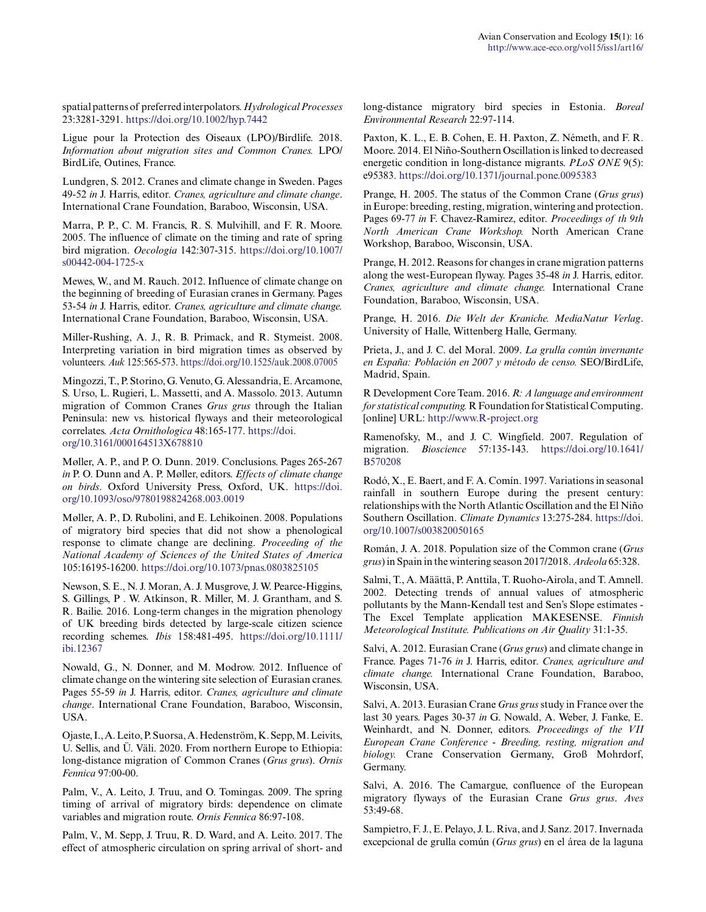spatial patterns of preferred interpolators. *Hydrological Processes* 23:3281-3291. https://doi.org/10.1002/hyp.7442

Ligue pour la Protection des Oiseaux (LPO)/Birdlife. 2018. *Information about migration sites and Common Cranes.* LPO/BirdLIfe, Outines, France.

Lundgren, S. 2012. Cranes and climate change in Sweden. Pages 49-52 *in* J. Harris, editor. *Cranes, agriculture and climate change*. International Crane Foundation, Baraboo, Wisconsin, USA.

Marra, P. P., C. M. Francis, R. S. Mulvihill, and F. R. Moore. 2005. The influence of climate on the timing and rate of spring bird migration. *Oecologia* 142:307-315. https://doi.org/10.1007/s00442-004-1725-x

Mewes, W., and M. Rauch. 2012. Influence of climate change on the beginning of breeding of Eurasian cranes in Germany. Pages 53-54 *in* J. Harris, editor. *Cranes, agriculture and climate change.* International Crane Foundation, Baraboo, Wisconsin, USA.

Miller-Rushing, A. J., R. B. Primack, and R. Stymeist. 2008. Interpreting variation in bird migration times as observed by volunteers. *Auk* 125:565-573. https://doi.org/10.1525/auk.2008.07005

Mingozzi, T., P. Storino, G. Venuto, G. Alessandria, E. Arcamone, S. Urso, L. Rugieri, L. Massetti, and A. Massolo. 2013. Autumn migration of Common Cranes *Grus grus* through the Italian Peninsula: new vs. historical flyways and their meteorological correlates. *Acta Ornithologica* 48:165-177. https://doi.org/10.3161/000164513X678810

Møller, A. P., and P. O. Dunn. 2019. Conclusions. Pages 265-267 *in* P. O. Dunn and A. P. Møller, editors. *Effects of climate change on birds*. Oxford University Press, Oxford, UK. https://doi.org/10.1093/oso/9780198824268.003.0019

Møller, A. P., D. Rubolini, and E. Lehikoinen. 2008. Populations of migratory bird species that did not show a phenological response to climate change are declining. *Proceeding of the National Academy of Sciences of the United States of America* 105:16195-16200. https://doi.org/10.1073/pnas.0803825105

Newson, S. E., N. J. Moran, A. J. Musgrove, J. W. Pearce-Higgins, S. Gillings, P . W. Atkinson, R. Miller, M. J. Grantham, and S. R. Bailie. 2016. Long-term changes in the migration phenology of UK breeding birds detected by large-scale citizen science recording schemes. *Ibis* 158:481-495. https://doi.org/10.1111/ibi.12367

Nowald, G., N. Donner, and M. Modrow. 2012. Influence of climate change on the wintering site selection of Eurasian cranes. Pages 55-59 *in* J. Harris, editor. *Cranes, agriculture and climate change*. International Crane Foundation, Baraboo, Wisconsin, USA.

Ojaste, I., A. Leito, P. Suorsa, A. Hedenström, K. Sepp, M. Leivits, U. Sellis, and Ü. Väli. 2020. From northern Europe to Ethiopia: long-distance migration of Common Cranes (*Grus grus*). *Ornis Fennica* 97:00-00.

Palm, V., A. Leito, J. Truu, and O. Tomingas. 2009. The spring timing of arrival of migratory birds: dependence on climate variables and migration route. *Ornis Fennica* 86:97-108.

Palm, V., M. Sepp, J. Truu, R. D. Ward, and A. Leito. 2017. The effect of atmospheric circulation on spring arrival of short- and long-distance migratory bird species in Estonia. *Boreal Environmental Research* 22:97-114.

Paxton, K. L., E. B. Cohen, E. H. Paxton, Z. Németh, and F. R. Moore. 2014. El Niño-Southern Oscillation is linked to decreased energetic condition in long-distance migrants. *PLoS ONE* 9(5): e95383. https://doi.org/10.1371/journal.pone.0095383

Prange, H. 2005. The status of the Common Crane (*Grus grus*) in Europe: breeding, resting, migration, wintering and protection. Pages 69-77 *in* F. Chavez-Ramirez, editor. *Proceedings of th 9th North American Crane Workshop.* North American Crane Workshop, Baraboo, Wisconsin, USA.

Prange, H. 2012. Reasons for changes in crane migration patterns along the west-European flyway. Pages 35-48 *in* J. Harris, editor. *Cranes, agriculture and climate change.* International Crane Foundation, Baraboo, Wisconsin, USA.

Prange, H. 2016. *Die Welt der Kraniche. MediaNatur Verlag*. University of Halle, Wittenberg Halle, Germany.

Prieta, J., and J. C. del Moral. 2009. *La grulla común invernante en España: Población en 2007 y método de censo.* SEO/BirdLife, Madrid, Spain.

R Development Core Team. 2016. *R: A language and environment for statistical computing.* R Foundation for Statistical Computing. [online] URL: http://www.R-project.org

Ramenofsky, M., and J. C. Wingfield. 2007. Regulation of migration. *Bioscience* 57:135-143. https://doi.org/10.1641/B570208

Rodó, X., E. Baert, and F. A. Comín. 1997. Variations in seasonal rainfall in southern Europe during the present century: relationships with the North Atlantic Oscillation and the El Niño Southern Oscillation. *Climate Dynamics* 13:275-284. https://doi.org/10.1007/s003820050165

Román, J. A. 2018. Population size of the Common crane (*Grus grus*) in Spain in the wintering season 2017/2018. *Ardeola* 65:328.

Salmi, T., A. Määttä, P. Anttila, T. Ruoho-Airola, and T. Amnell. 2002. Detecting trends of annual values of atmospheric pollutants by the Mann-Kendall test and Sen's Slope estimates - The Excel Template application MAKESENSE. *Finnish Meteorological Institute. Publications on Air Quality* 31:1-35.

Salvi, A. 2012. Eurasian Crane (*Grus grus*) and climate change in France. Pages 71-76 *in* J. Harris, editor. *Cranes, agriculture and climate change.* International Crane Foundation, Baraboo, Wisconsin, USA.

Salvi, A. 2013. Eurasian Crane *Grus grus* study in France over the last 30 years. Pages 30-37 *in* G. Nowald, A. Weber, J. Fanke, E. Weinhardt, and N. Donner, editors. *Proceedings of the VII European Crane Conference - Breeding, resting, migration and biology.* Crane Conservation Germany, Groß Mohrdorf, Germany.

Salvi, A. 2016. The Camargue, confluence of the European migratory flyways of the Eurasian Crane *Grus grus*. *Aves* 53:49-68.

Sampietro, F. J., E. Pelayo, J. L. Riva, and J. Sanz. 2017. Invernada excepcional de grulla común (*Grus grus*) en el área de la laguna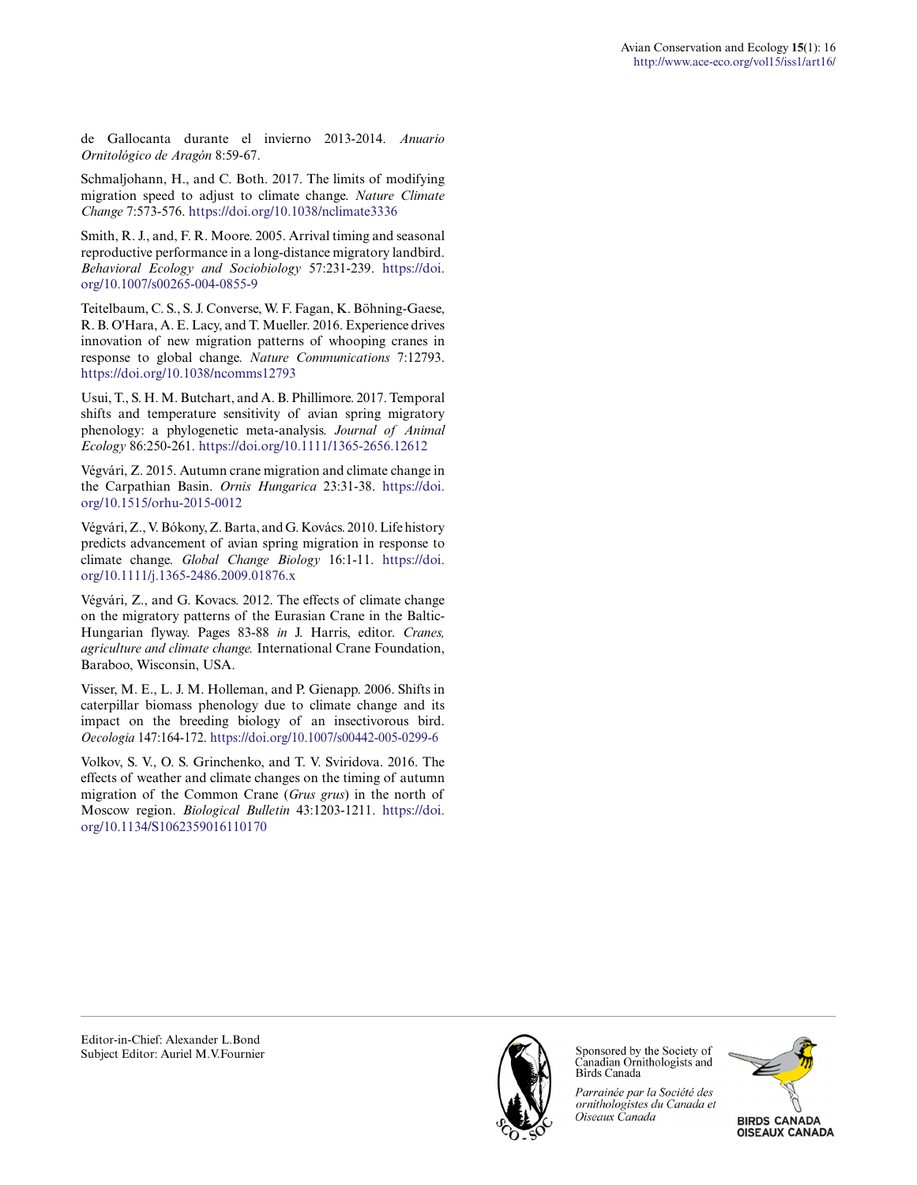de Gallocanta durante el invierno 2013-2014. *Anuario Ornitológico de Aragón* 8:59-67.

Schmaljohann, H., and C. Both. 2017. The limits of modifying migration speed to adjust to climate change. *Nature Climate Change* 7:573-576. https://doi.org/10.1038/nclimate3336

Smith, R. J., and, F. R. Moore. 2005. Arrival timing and seasonal reproductive performance in a long-distance migratory landbird. *Behavioral Ecology and Sociobiology* 57:231-239. https://doi.org/10.1007/s00265-004-0855-9

Teitelbaum, C. S., S. J. Converse, W. F. Fagan, K. Böhning-Gaese, R. B. O'Hara, A. E. Lacy, and T. Mueller. 2016. Experience drives innovation of new migration patterns of whooping cranes in response to global change. *Nature Communications* 7:12793. https://doi.org/10.1038/ncomms12793

Usui, T., S. H. M. Butchart, and A. B. Phillimore. 2017. Temporal shifts and temperature sensitivity of avian spring migratory phenology: a phylogenetic meta-analysis. *Journal of Animal Ecology* 86:250-261. https://doi.org/10.1111/1365-2656.12612

Végvári, Z. 2015. Autumn crane migration and climate change in the Carpathian Basin. *Ornis Hungarica* 23:31-38. https://doi.org/10.1515/orhu-2015-0012

Végvári, Z., V. Bókony, Z. Barta, and G. Kovács. 2010. Life history predicts advancement of avian spring migration in response to climate change. *Global Change Biology* 16:1-11. https://doi.org/10.1111/j.1365-2486.2009.01876.x

Végvári, Z., and G. Kovacs. 2012. The effects of climate change on the migratory patterns of the Eurasian Crane in the Baltic-Hungarian flyway. Pages 83-88 *in* J. Harris, editor. *Cranes, agriculture and climate change.* International Crane Foundation, Baraboo, Wisconsin, USA.

Visser, M. E., L. J. M. Holleman, and P. Gienapp. 2006. Shifts in caterpillar biomass phenology due to climate change and its impact on the breeding biology of an insectivorous bird. *Oecologia* 147:164-172. https://doi.org/10.1007/s00442-005-0299-6

Volkov, S. V., O. S. Grinchenko, and T. V. Sviridova. 2016. The effects of weather and climate changes on the timing of autumn migration of the Common Crane (*Grus grus*) in the north of Moscow region. *Biological Bulletin* 43:1203-1211. https://doi.org/10.1134/S1062359016110170

Editor-in-Chief: Alexander L.Bond
Subject Editor: Auriel M.V.Fournier

Sponsored by the Society of Canadian Ornithologists and Birds Canada

*Parrainée par la Société des ornithologistes du Canada et Oiseaux Canada*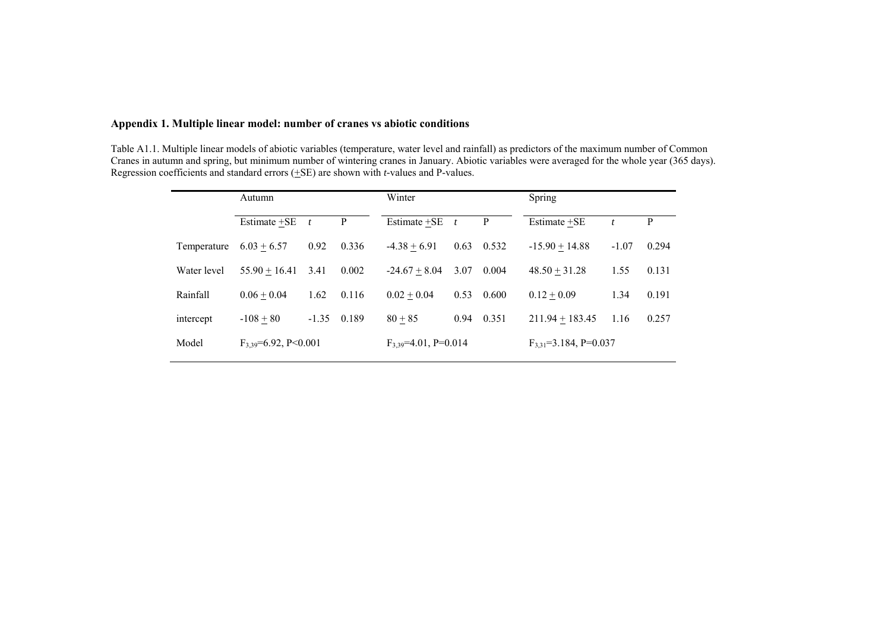## Appendix 1. Multiple linear model: number of cranes vs abiotic conditions

Table A1.1. Multiple linear models of abiotic variables (temperature, water level and rainfall) as predictors of the maximum number of Common Cranes in autumn and spring, but minimum number of wintering cranes in January. Abiotic variables were averaged for the whole year (365 days). Regression coefficients and standard errors (±SE) are shown with *t*-values and P-values.

| | Autumn | | | Winter | | | Spring | | |
|---|---|---|---|---|---|---|---|---|---|
| | Estimate ±SE | *t* | P | Estimate ±SE | *t* | P | Estimate ±SE | *t* | P |
| Temperature | 6.03 ± 6.57 | 0.92 | 0.336 | -4.38 ± 6.91 | 0.63 | 0.532 | -15.90 ± 14.88 | -1.07 | 0.294 |
| Water level | 55.90 ± 16.41 | 3.41 | 0.002 | -24.67 ± 8.04 | 3.07 | 0.004 | 48.50 ± 31.28 | 1.55 | 0.131 |
| Rainfall | 0.06 ± 0.04 | 1.62 | 0.116 | 0.02 ± 0.04 | 0.53 | 0.600 | 0.12 ± 0.09 | 1.34 | 0.191 |
| intercept | -108 ± 80 | -1.35 | 0.189 | 80 ± 85 | 0.94 | 0.351 | 211.94 ± 183.45 | 1.16 | 0.257 |
| Model | $F_{3,39}$=6.92, P<0.001 | | | $F_{3,39}$=4.01, P=0.014 | | | $F_{3,31}$=3.184, P=0.037 | | |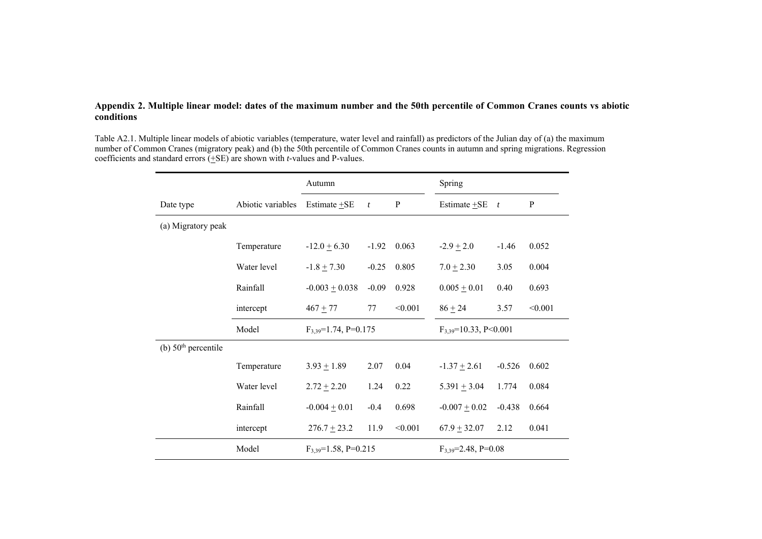**Appendix 2. Multiple linear model: dates of the maximum number and the 50th percentile of Common Cranes counts vs abiotic conditions**

Table A2.1. Multiple linear models of abiotic variables (temperature, water level and rainfall) as predictors of the Julian day of (a) the maximum number of Common Cranes (migratory peak) and (b) the 50th percentile of Common Cranes counts in autumn and spring migrations. Regression coefficients and standard errors (+SE) are shown with *t*-values and P-values.

| | | Autumn | | | Spring | | |
|---|---|---|---|---|---|---|---|
| Date type | Abiotic variables | Estimate +SE | *t* | P | Estimate +SE | *t* | P |
| (a) Migratory peak | | | | | | | |
| | Temperature | -12.0 + 6.30 | -1.92 | 0.063 | -2.9 + 2.0 | -1.46 | 0.052 |
| | Water level | -1.8 + 7.30 | -0.25 | 0.805 | 7.0 + 2.30 | 3.05 | 0.004 |
| | Rainfall | -0.003 + 0.038 | -0.09 | 0.928 | 0.005 + 0.01 | 0.40 | 0.693 |
| | intercept | 467 + 77 | 77 | <0.001 | 86 + 24 | 3.57 | <0.001 |
| | Model | $F_{3,39}$=1.74, P=0.175 | | | $F_{3,39}$=10.33, P<0.001 | | |
| (b) 50$^{th}$ percentile | | | | | | | |
| | Temperature | 3.93 + 1.89 | 2.07 | 0.04 | -1.37 + 2.61 | -0.526 | 0.602 |
| | Water level | 2.72 + 2.20 | 1.24 | 0.22 | 5.391 + 3.04 | 1.774 | 0.084 |
| | Rainfall | -0.004 + 0.01 | -0.4 | 0.698 | -0.007 + 0.02 | -0.438 | 0.664 |
| | intercept | 276.7 + 23.2 | 11.9 | <0.001 | 67.9 + 32.07 | 2.12 | 0.041 |
| | Model | $F_{3,39}$=1.58, P=0.215 | | | $F_{3,39}$=2.48, P=0.08 | | |